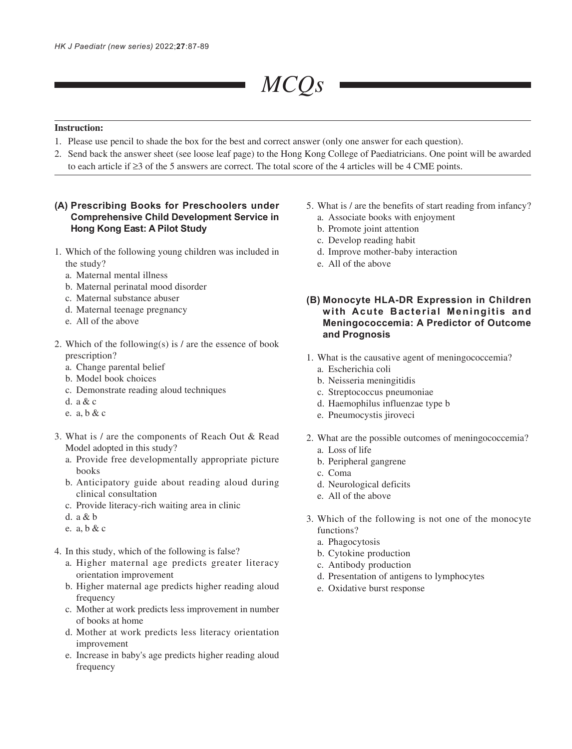# MCQs

**Instruction:**

1. Please use pencil to shade the box for the best and correct answer (only one answer for each question).
2. Send back the answer sheet (see loose leaf page) to the Hong Kong College of Paediatricians. One point will be awarded to each article if ≥3 of the 5 answers are correct. The total score of the 4 articles will be 4 CME points.

## (A) Prescribing Books for Preschoolers under Comprehensive Child Development Service in Hong Kong East: A Pilot Study

1. Which of the following young children was included in the study?
   a. Maternal mental illness
   b. Maternal perinatal mood disorder
   c. Maternal substance abuser
   d. Maternal teenage pregnancy
   e. All of the above

2. Which of the following(s) is / are the essence of book prescription?
   a. Change parental belief
   b. Model book choices
   c. Demonstrate reading aloud techniques
   d. a & c
   e. a, b & c

3. What is / are the components of Reach Out & Read Model adopted in this study?
   a. Provide free developmentally appropriate picture books
   b. Anticipatory guide about reading aloud during clinical consultation
   c. Provide literacy-rich waiting area in clinic
   d. a & b
   e. a, b & c

4. In this study, which of the following is false?
   a. Higher maternal age predicts greater literacy orientation improvement
   b. Higher maternal age predicts higher reading aloud frequency
   c. Mother at work predicts less improvement in number of books at home
   d. Mother at work predicts less literacy orientation improvement
   e. Increase in baby's age predicts higher reading aloud frequency

5. What is / are the benefits of start reading from infancy?
   a. Associate books with enjoyment
   b. Promote joint attention
   c. Develop reading habit
   d. Improve mother-baby interaction
   e. All of the above

## (B) Monocyte HLA-DR Expression in Children with Acute Bacterial Meningitis and Meningococcemia: A Predictor of Outcome and Prognosis

1. What is the causative agent of meningococcemia?
   a. Escherichia coli
   b. Neisseria meningitidis
   c. Streptococcus pneumoniae
   d. Haemophilus influenzae type b
   e. Pneumocystis jiroveci

2. What are the possible outcomes of meningococcemia?
   a. Loss of life
   b. Peripheral gangrene
   c. Coma
   d. Neurological deficits
   e. All of the above

3. Which of the following is not one of the monocyte functions?
   a. Phagocytosis
   b. Cytokine production
   c. Antibody production
   d. Presentation of antigens to lymphocytes
   e. Oxidative burst response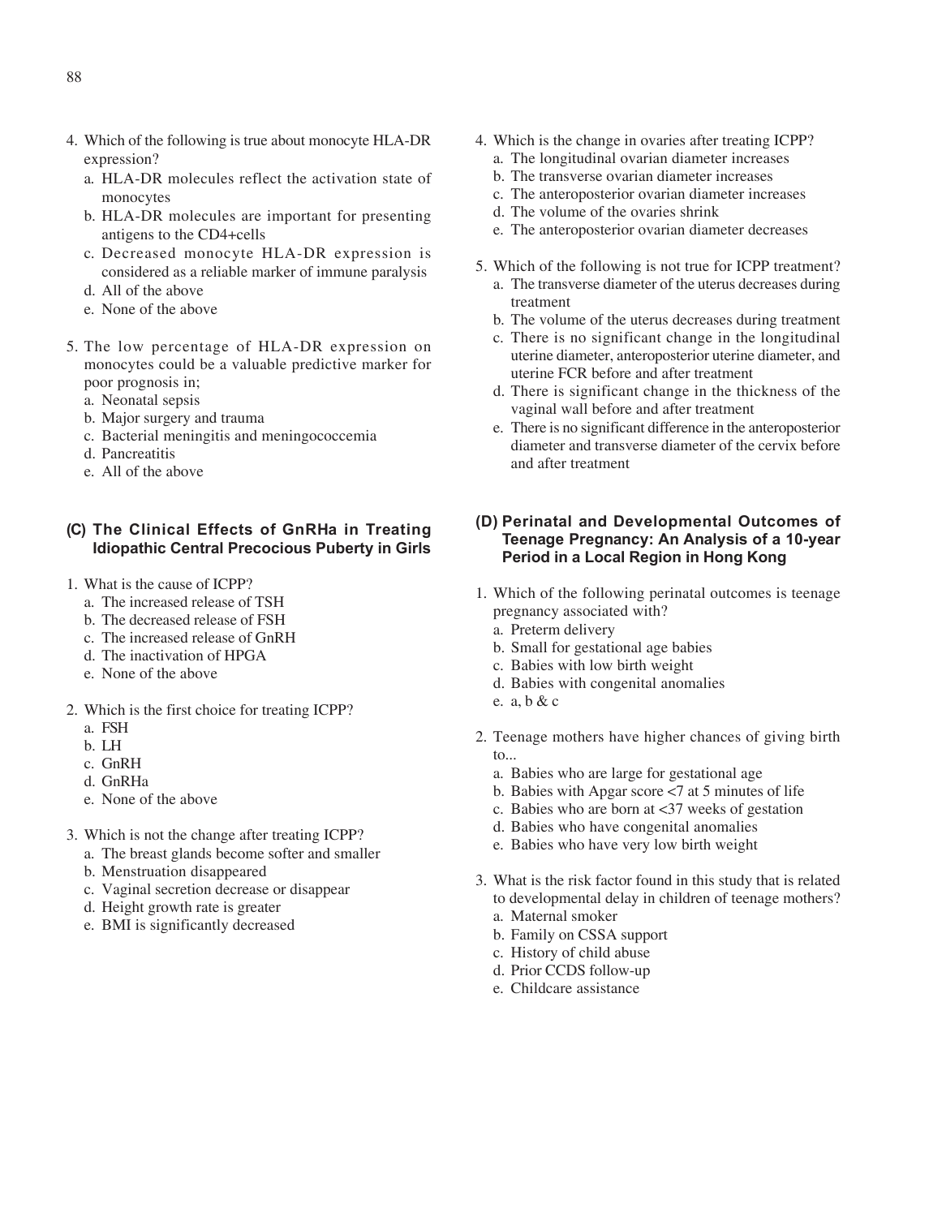4. Which of the following is true about monocyte HLA-DR expression?
   a. HLA-DR molecules reflect the activation state of monocytes
   b. HLA-DR molecules are important for presenting antigens to the CD4+cells
   c. Decreased monocyte HLA-DR expression is considered as a reliable marker of immune paralysis
   d. All of the above
   e. None of the above

5. The low percentage of HLA-DR expression on monocytes could be a valuable predictive marker for poor prognosis in;
   a. Neonatal sepsis
   b. Major surgery and trauma
   c. Bacterial meningitis and meningococcemia
   d. Pancreatitis
   e. All of the above

### (C) The Clinical Effects of GnRHa in Treating Idiopathic Central Precocious Puberty in Girls

1. What is the cause of ICPP?
   a. The increased release of TSH
   b. The decreased release of FSH
   c. The increased release of GnRH
   d. The inactivation of HPGA
   e. None of the above

2. Which is the first choice for treating ICPP?
   a. FSH
   b. LH
   c. GnRH
   d. GnRHa
   e. None of the above

3. Which is not the change after treating ICPP?
   a. The breast glands become softer and smaller
   b. Menstruation disappeared
   c. Vaginal secretion decrease or disappear
   d. Height growth rate is greater
   e. BMI is significantly decreased

4. Which is the change in ovaries after treating ICPP?
   a. The longitudinal ovarian diameter increases
   b. The transverse ovarian diameter increases
   c. The anteroposterior ovarian diameter increases
   d. The volume of the ovaries shrink
   e. The anteroposterior ovarian diameter decreases

5. Which of the following is not true for ICPP treatment?
   a. The transverse diameter of the uterus decreases during treatment
   b. The volume of the uterus decreases during treatment
   c. There is no significant change in the longitudinal uterine diameter, anteroposterior uterine diameter, and uterine FCR before and after treatment
   d. There is significant change in the thickness of the vaginal wall before and after treatment
   e. There is no significant difference in the anteroposterior diameter and transverse diameter of the cervix before and after treatment

### (D) Perinatal and Developmental Outcomes of Teenage Pregnancy: An Analysis of a 10-year Period in a Local Region in Hong Kong

1. Which of the following perinatal outcomes is teenage pregnancy associated with?
   a. Preterm delivery
   b. Small for gestational age babies
   c. Babies with low birth weight
   d. Babies with congenital anomalies
   e. a, b & c

2. Teenage mothers have higher chances of giving birth to...
   a. Babies who are large for gestational age
   b. Babies with Apgar score <7 at 5 minutes of life
   c. Babies who are born at <37 weeks of gestation
   d. Babies who have congenital anomalies
   e. Babies who have very low birth weight

3. What is the risk factor found in this study that is related to developmental delay in children of teenage mothers?
   a. Maternal smoker
   b. Family on CSSA support
   c. History of child abuse
   d. Prior CCDS follow-up
   e. Childcare assistance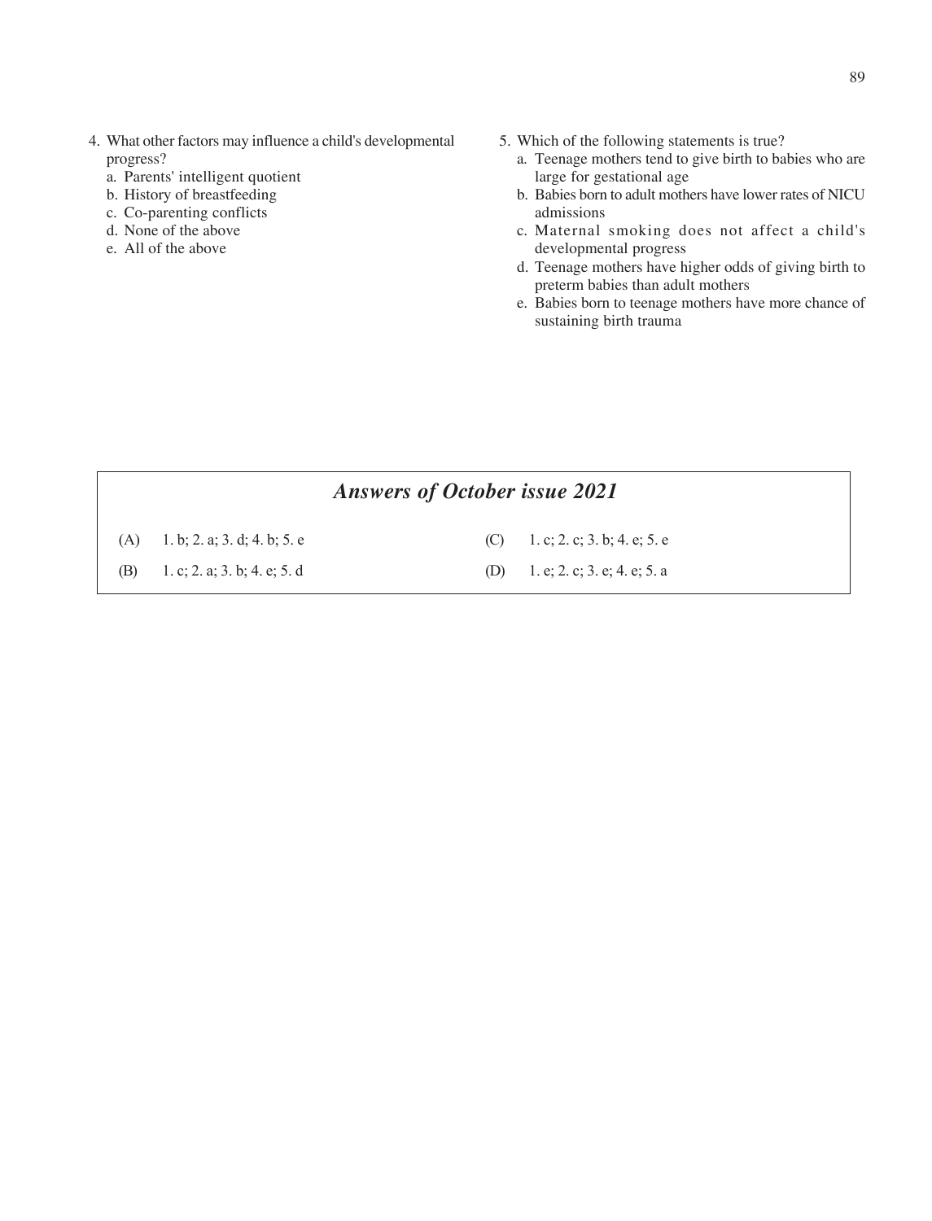4. What other factors may influence a child's developmental progress?
   a. Parents' intelligent quotient
   b. History of breastfeeding
   c. Co-parenting conflicts
   d. None of the above
   e. All of the above

5. Which of the following statements is true?
   a. Teenage mothers tend to give birth to babies who are large for gestational age
   b. Babies born to adult mothers have lower rates of NICU admissions
   c. Maternal smoking does not affect a child's developmental progress
   d. Teenage mothers have higher odds of giving birth to preterm babies than adult mothers
   e. Babies born to teenage mothers have more chance of sustaining birth trauma

## *Answers of October issue 2021*

| | | | |
|---|---|---|---|
| (A) | 1. b; 2. a; 3. d; 4. b; 5. e | (C) | 1. c; 2. c; 3. b; 4. e; 5. e |
| (B) | 1. c; 2. a; 3. b; 4. e; 5. d | (D) | 1. e; 2. c; 3. e; 4. e; 5. a |